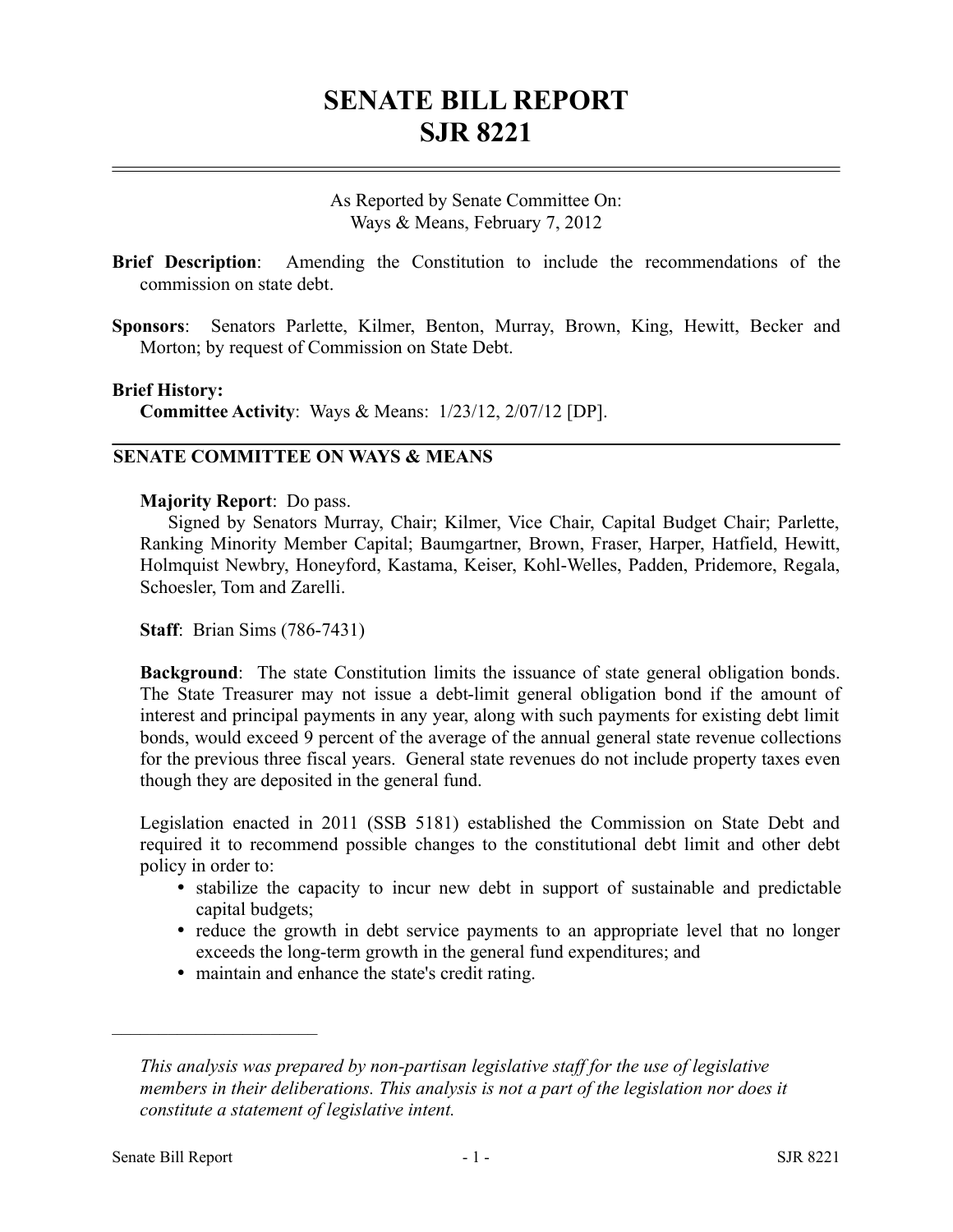# SENATE BILL REPORT
# SJR 8221

As Reported by Senate Committee On:
Ways & Means, February 7, 2012

**Brief Description**: Amending the Constitution to include the recommendations of the commission on state debt.

**Sponsors**: Senators Parlette, Kilmer, Benton, Murray, Brown, King, Hewitt, Becker and Morton; by request of Commission on State Debt.

**Brief History:**
**Committee Activity**: Ways & Means: 1/23/12, 2/07/12 [DP].

## SENATE COMMITTEE ON WAYS & MEANS

**Majority Report**: Do pass.
Signed by Senators Murray, Chair; Kilmer, Vice Chair, Capital Budget Chair; Parlette, Ranking Minority Member Capital; Baumgartner, Brown, Fraser, Harper, Hatfield, Hewitt, Holmquist Newbry, Honeyford, Kastama, Keiser, Kohl-Welles, Padden, Pridemore, Regala, Schoesler, Tom and Zarelli.

**Staff**: Brian Sims (786-7431)

**Background**: The state Constitution limits the issuance of state general obligation bonds. The State Treasurer may not issue a debt-limit general obligation bond if the amount of interest and principal payments in any year, along with such payments for existing debt limit bonds, would exceed 9 percent of the average of the annual general state revenue collections for the previous three fiscal years. General state revenues do not include property taxes even though they are deposited in the general fund.

Legislation enacted in 2011 (SSB 5181) established the Commission on State Debt and required it to recommend possible changes to the constitutional debt limit and other debt policy in order to:

- stabilize the capacity to incur new debt in support of sustainable and predictable capital budgets;
- reduce the growth in debt service payments to an appropriate level that no longer exceeds the long-term growth in the general fund expenditures; and
- maintain and enhance the state's credit rating.

---

*This analysis was prepared by non-partisan legislative staff for the use of legislative members in their deliberations. This analysis is not a part of the legislation nor does it constitute a statement of legislative intent.*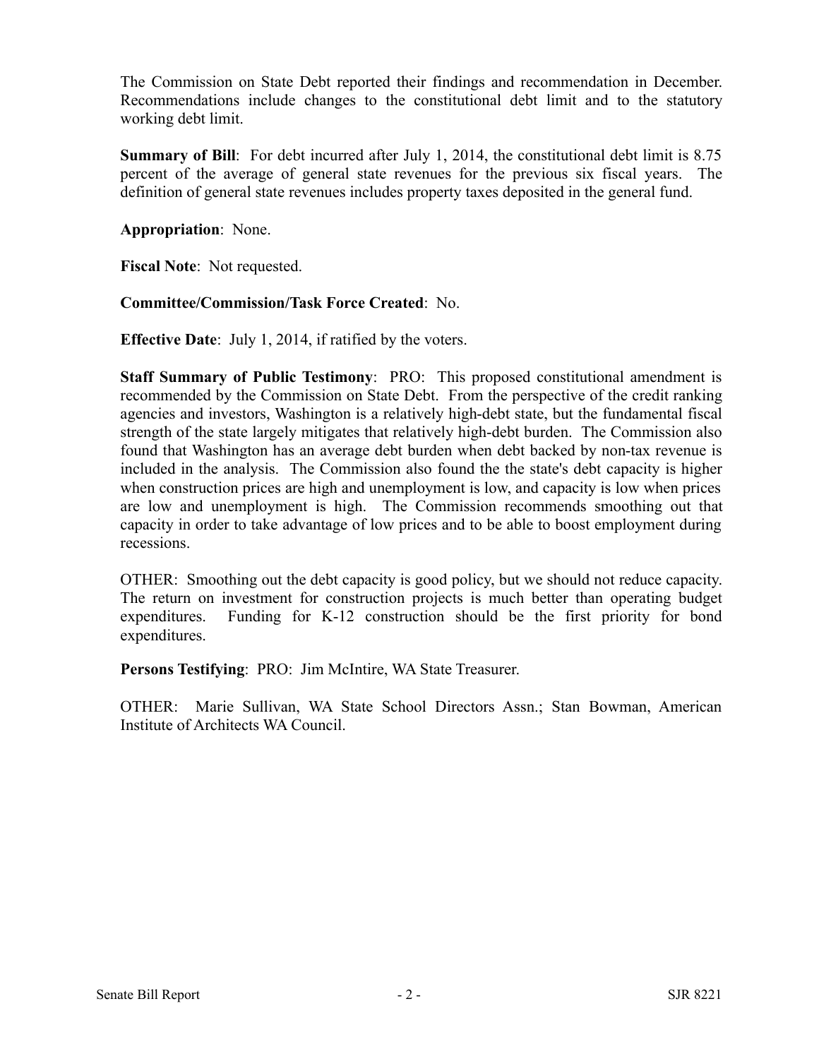The Commission on State Debt reported their findings and recommendation in December. Recommendations include changes to the constitutional debt limit and to the statutory working debt limit.

**Summary of Bill**: For debt incurred after July 1, 2014, the constitutional debt limit is 8.75 percent of the average of general state revenues for the previous six fiscal years. The definition of general state revenues includes property taxes deposited in the general fund.

**Appropriation**: None.

**Fiscal Note**: Not requested.

**Committee/Commission/Task Force Created**: No.

**Effective Date**: July 1, 2014, if ratified by the voters.

**Staff Summary of Public Testimony**: PRO: This proposed constitutional amendment is recommended by the Commission on State Debt. From the perspective of the credit ranking agencies and investors, Washington is a relatively high-debt state, but the fundamental fiscal strength of the state largely mitigates that relatively high-debt burden. The Commission also found that Washington has an average debt burden when debt backed by non-tax revenue is included in the analysis. The Commission also found the the state's debt capacity is higher when construction prices are high and unemployment is low, and capacity is low when prices are low and unemployment is high. The Commission recommends smoothing out that capacity in order to take advantage of low prices and to be able to boost employment during recessions.

OTHER: Smoothing out the debt capacity is good policy, but we should not reduce capacity. The return on investment for construction projects is much better than operating budget expenditures. Funding for K-12 construction should be the first priority for bond expenditures.

**Persons Testifying**: PRO: Jim McIntire, WA State Treasurer.

OTHER: Marie Sullivan, WA State School Directors Assn.; Stan Bowman, American Institute of Architects WA Council.